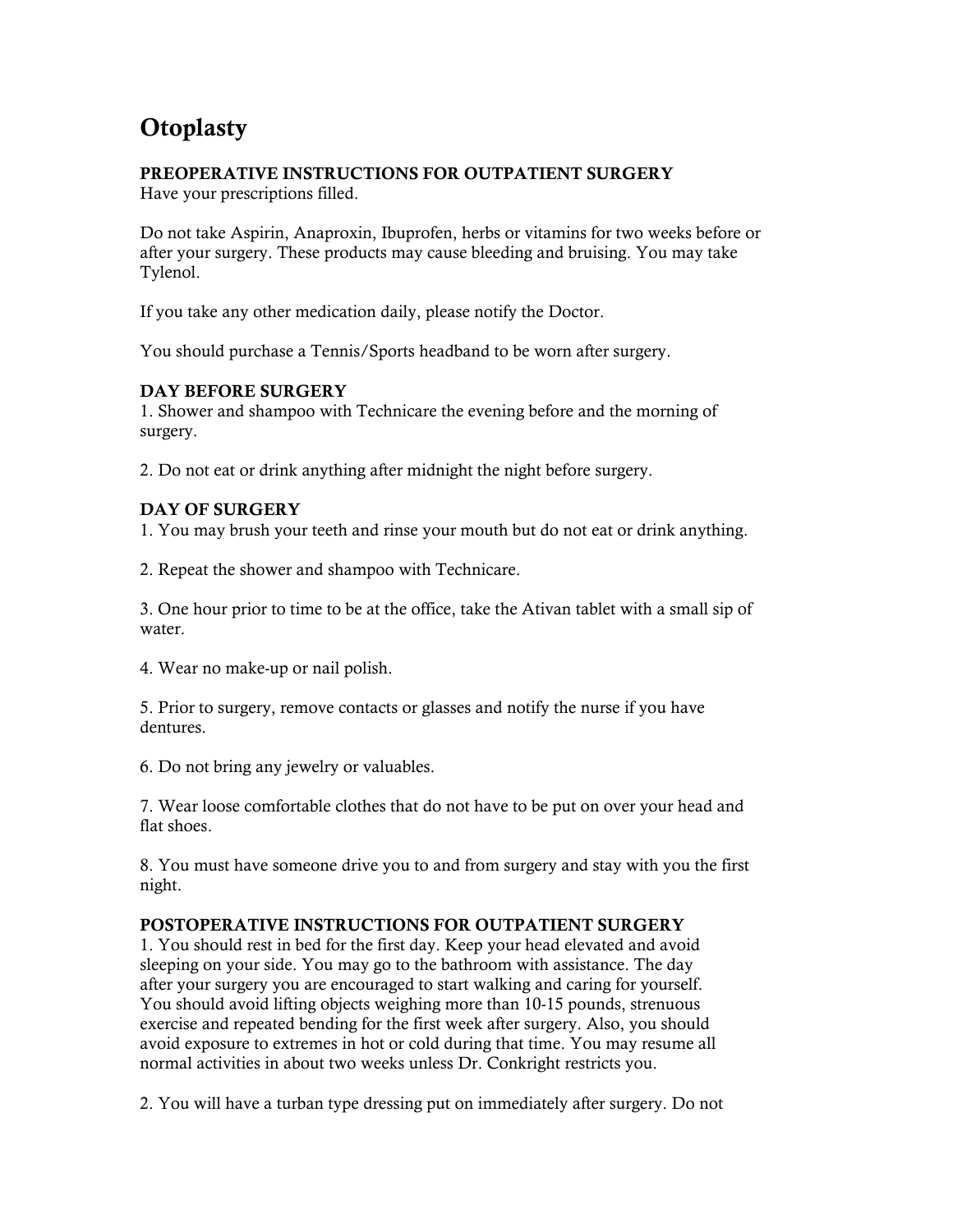# Otoplasty

**PREOPERATIVE INSTRUCTIONS FOR OUTPATIENT SURGERY**
Have your prescriptions filled.

Do not take Aspirin, Anaproxin, Ibuprofen, herbs or vitamins for two weeks before or after your surgery. These products may cause bleeding and bruising. You may take Tylenol.

If you take any other medication daily, please notify the Doctor.

You should purchase a Tennis/Sports headband to be worn after surgery.

**DAY BEFORE SURGERY**
1. Shower and shampoo with Technicare the evening before and the morning of surgery.

2. Do not eat or drink anything after midnight the night before surgery.

**DAY OF SURGERY**
1. You may brush your teeth and rinse your mouth but do not eat or drink anything.

2. Repeat the shower and shampoo with Technicare.

3. One hour prior to time to be at the office, take the Ativan tablet with a small sip of water.

4. Wear no make-up or nail polish.

5. Prior to surgery, remove contacts or glasses and notify the nurse if you have dentures.

6. Do not bring any jewelry or valuables.

7. Wear loose comfortable clothes that do not have to be put on over your head and flat shoes.

8. You must have someone drive you to and from surgery and stay with you the first night.

**POSTOPERATIVE INSTRUCTIONS FOR OUTPATIENT SURGERY**
1. You should rest in bed for the first day. Keep your head elevated and avoid sleeping on your side. You may go to the bathroom with assistance. The day after your surgery you are encouraged to start walking and caring for yourself. You should avoid lifting objects weighing more than 10-15 pounds, strenuous exercise and repeated bending for the first week after surgery. Also, you should avoid exposure to extremes in hot or cold during that time. You may resume all normal activities in about two weeks unless Dr. Conkright restricts you.

2. You will have a turban type dressing put on immediately after surgery. Do not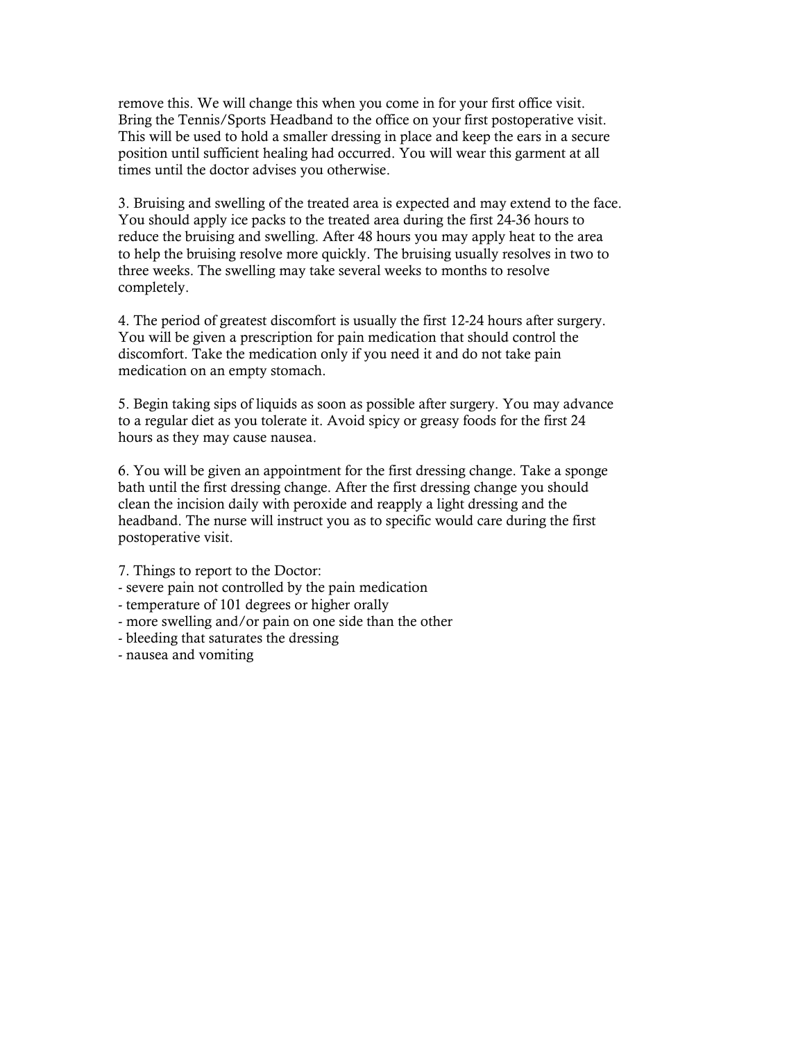remove this. We will change this when you come in for your first office visit. Bring the Tennis/Sports Headband to the office on your first postoperative visit. This will be used to hold a smaller dressing in place and keep the ears in a secure position until sufficient healing had occurred. You will wear this garment at all times until the doctor advises you otherwise.

3. Bruising and swelling of the treated area is expected and may extend to the face. You should apply ice packs to the treated area during the first 24-36 hours to reduce the bruising and swelling. After 48 hours you may apply heat to the area to help the bruising resolve more quickly. The bruising usually resolves in two to three weeks. The swelling may take several weeks to months to resolve completely.

4. The period of greatest discomfort is usually the first 12-24 hours after surgery. You will be given a prescription for pain medication that should control the discomfort. Take the medication only if you need it and do not take pain medication on an empty stomach.

5. Begin taking sips of liquids as soon as possible after surgery. You may advance to a regular diet as you tolerate it. Avoid spicy or greasy foods for the first 24 hours as they may cause nausea.

6. You will be given an appointment for the first dressing change. Take a sponge bath until the first dressing change. After the first dressing change you should clean the incision daily with peroxide and reapply a light dressing and the headband. The nurse will instruct you as to specific would care during the first postoperative visit.

7. Things to report to the Doctor:
- severe pain not controlled by the pain medication
- temperature of 101 degrees or higher orally
- more swelling and/or pain on one side than the other
- bleeding that saturates the dressing
- nausea and vomiting